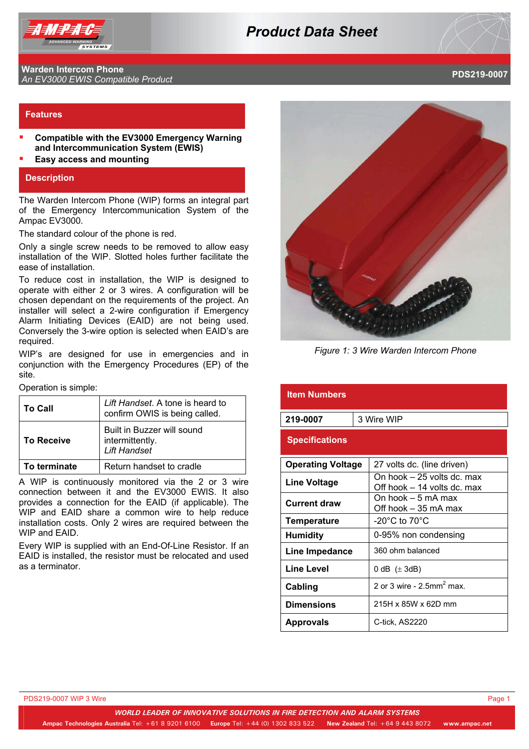# Product Data Sheet

**Warden Intercom Phone**
*An EV3000 EWIS Compatible Product*

**PDS219-0007**

## Features

- **Compatible with the EV3000 Emergency Warning and Intercommunication System (EWIS)**
- **Easy access and mounting**

## Description

The Warden Intercom Phone (WIP) forms an integral part of the Emergency Intercommunication System of the Ampac EV3000.

The standard colour of the phone is red.

Only a single screw needs to be removed to allow easy installation of the WIP. Slotted holes further facilitate the ease of installation.

To reduce cost in installation, the WIP is designed to operate with either 2 or 3 wires. A configuration will be chosen dependant on the requirements of the project. An installer will select a 2-wire configuration if Emergency Alarm Initiating Devices (EAID) are not being used. Conversely the 3-wire option is selected when EAID's are required.

WIP's are designed for use in emergencies and in conjunction with the Emergency Procedures (EP) of the site.

Operation is simple:

| | |
|---|---|
| **To Call** | *Lift Handset*. A tone is heard to confirm OWIS is being called. |
| **To Receive** | Built in Buzzer will sound intermittently. *Lift Handset* |
| **To terminate** | Return handset to cradle |

A WIP is continuously monitored via the 2 or 3 wire connection between it and the EV3000 EWIS. It also provides a connection for the EAID (if applicable). The WIP and EAID share a common wire to help reduce installation costs. Only 2 wires are required between the WIP and EAID.

Every WIP is supplied with an End-Of-Line Resistor. If an EAID is installed, the resistor must be relocated and used as a terminator.

*Figure 1: 3 Wire Warden Intercom Phone*

## Item Numbers

| | |
|---|---|
| **219-0007** | 3 Wire WIP |

## Specifications

| | |
|---|---|
| **Operating Voltage** | 27 volts dc. (line driven) |
| **Line Voltage** | On hook – 25 volts dc. max<br>Off hook – 14 volts dc. max |
| **Current draw** | On hook – 5 mA max<br>Off hook – 35 mA max |
| **Temperature** | -20°C to 70°C |
| **Humidity** | 0-95% non condensing |
| **Line Impedance** | 360 ohm balanced |
| **Line Level** | 0 dB (± 3dB) |
| **Cabling** | 2 or 3 wire - 2.5mm$^2$ max. |
| **Dimensions** | 215H x 85W x 62D mm |
| **Approvals** | C-tick, AS2220 |

PDS219-0007 WIP 3 Wire

*WORLD LEADER OF INNOVATIVE SOLUTIONS IN FIRE DETECTION AND ALARM SYSTEMS*

**Ampac Technologies Australia** Tel: +61 8 9201 6100 **Europe** Tel: +44 (0) 1302 833 522 **New Zealand** Tel: +64 9 443 8072 **www.ampac.net**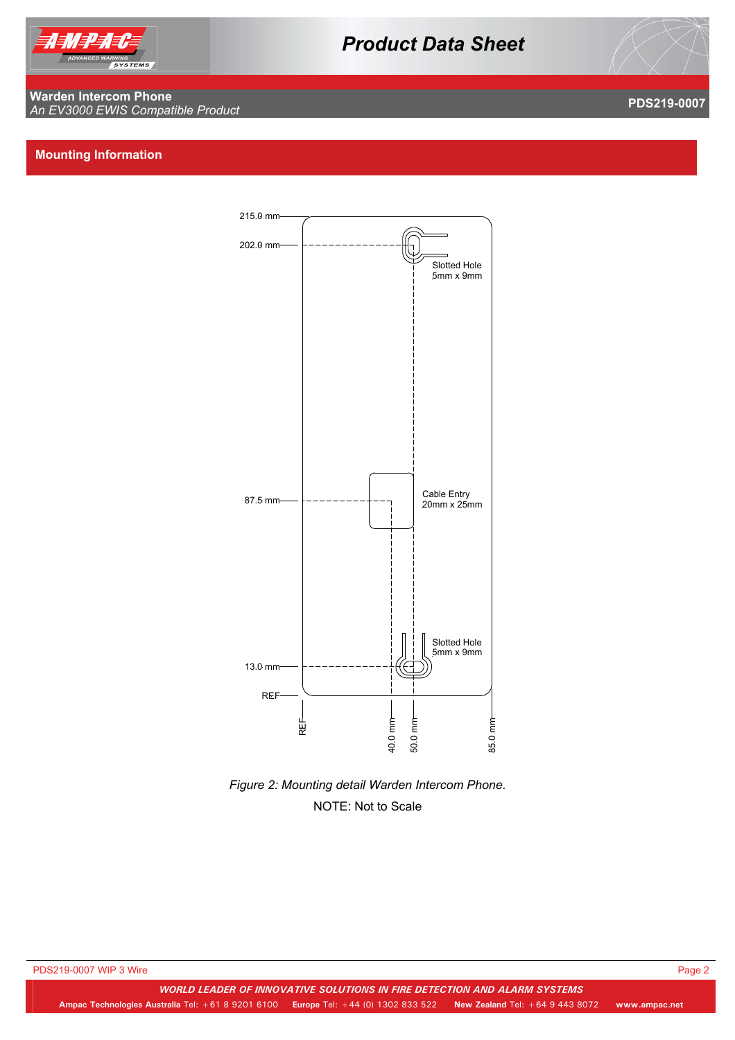## Mounting Information

215.0 mm
202.0 mm
Slotted Hole
5mm x 9mm
87.5 mm
Cable Entry
20mm x 25mm
Slotted Hole
5mm x 9mm
13.0 mm
REF
REF
40.0 mm
50.0 mm
85.0 mm

*Figure 2: Mounting detail Warden Intercom Phone.*

NOTE: Not to Scale